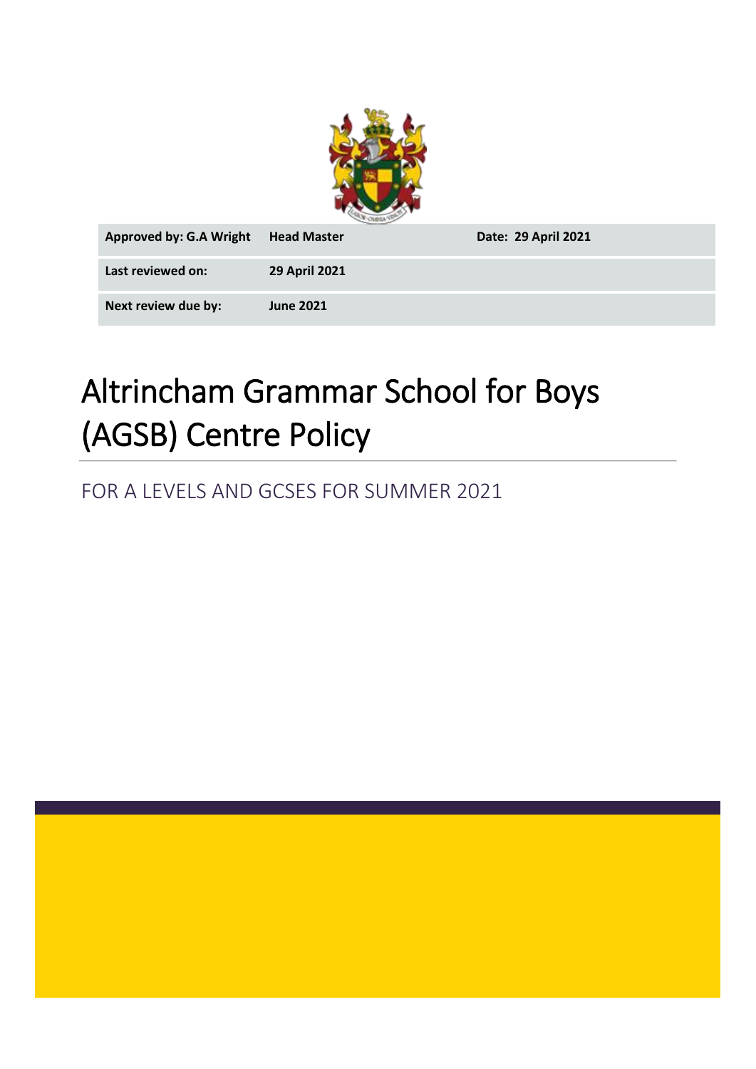| Approved by: G.A Wright | Head Master | Date: 29 April 2021 |
| --- | --- | --- |
| Last reviewed on: | 29 April 2021 | |
| Next review due by: | June 2021 | |

# Altrincham Grammar School for Boys (AGSB) Centre Policy

## FOR A LEVELS AND GCSES FOR SUMMER 2021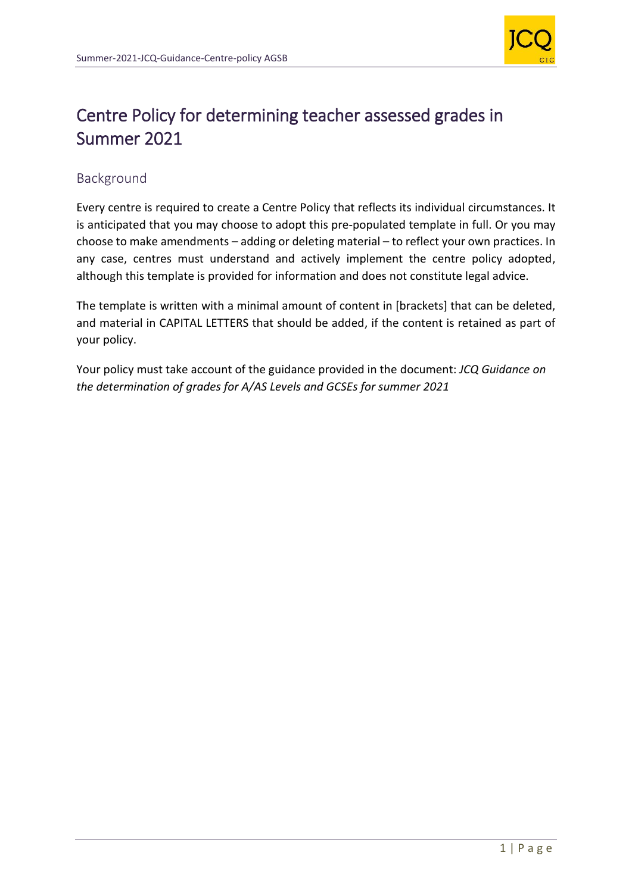# Centre Policy for determining teacher assessed grades in Summer 2021

## Background

Every centre is required to create a Centre Policy that reflects its individual circumstances. It is anticipated that you may choose to adopt this pre-populated template in full. Or you may choose to make amendments – adding or deleting material – to reflect your own practices. In any case, centres must understand and actively implement the centre policy adopted, although this template is provided for information and does not constitute legal advice.

The template is written with a minimal amount of content in [brackets] that can be deleted, and material in CAPITAL LETTERS that should be added, if the content is retained as part of your policy.

Your policy must take account of the guidance provided in the document: *JCQ Guidance on the determination of grades for A/AS Levels and GCSEs for summer 2021*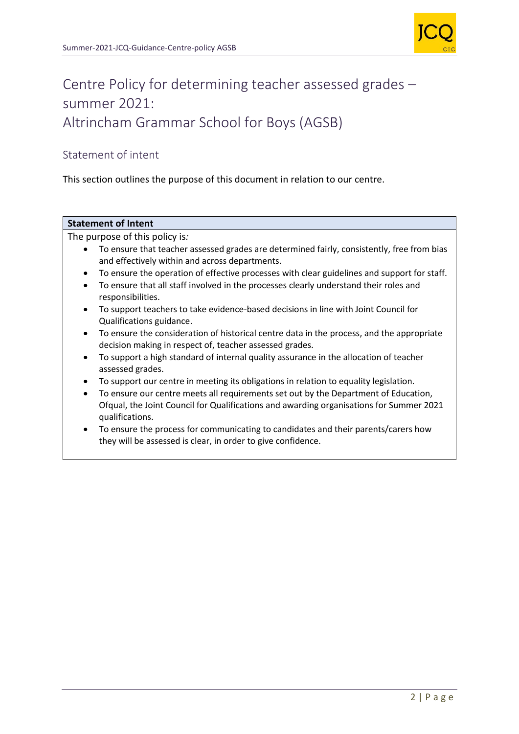# Centre Policy for determining teacher assessed grades – summer 2021: Altrincham Grammar School for Boys (AGSB)

## Statement of intent

This section outlines the purpose of this document in relation to our centre.

| **Statement of Intent** |
| --- |
| The purpose of this policy is*:*<br>• To ensure that teacher assessed grades are determined fairly, consistently, free from bias and effectively within and across departments.<br>• To ensure the operation of effective processes with clear guidelines and support for staff.<br>• To ensure that all staff involved in the processes clearly understand their roles and responsibilities.<br>• To support teachers to take evidence-based decisions in line with Joint Council for Qualifications guidance.<br>• To ensure the consideration of historical centre data in the process, and the appropriate decision making in respect of, teacher assessed grades.<br>• To support a high standard of internal quality assurance in the allocation of teacher assessed grades.<br>• To support our centre in meeting its obligations in relation to equality legislation.<br>• To ensure our centre meets all requirements set out by the Department of Education, Ofqual, the Joint Council for Qualifications and awarding organisations for Summer 2021 qualifications.<br>• To ensure the process for communicating to candidates and their parents/carers how they will be assessed is clear, in order to give confidence. |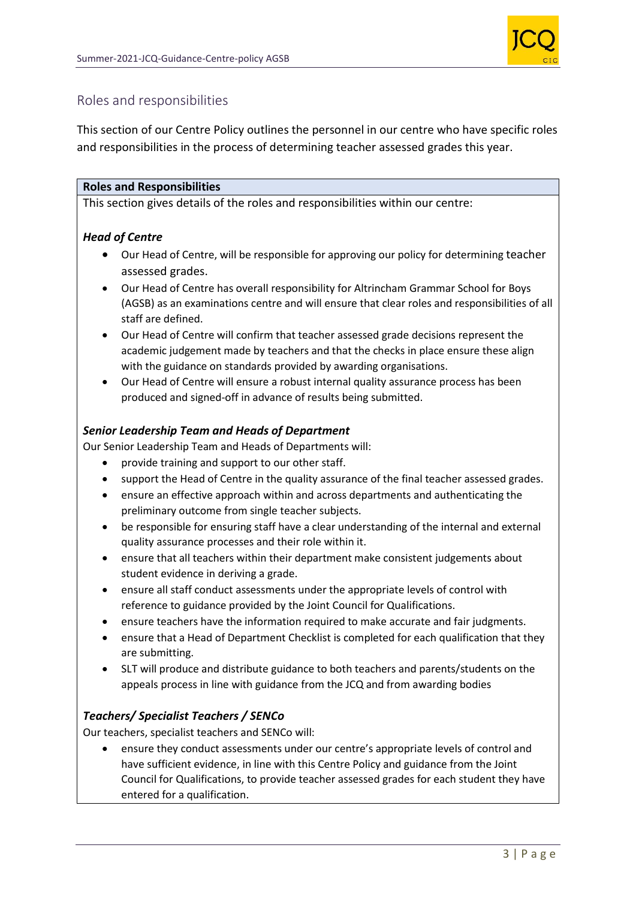## Roles and responsibilities

This section of our Centre Policy outlines the personnel in our centre who have specific roles and responsibilities in the process of determining teacher assessed grades this year.

**Roles and Responsibilities**

This section gives details of the roles and responsibilities within our centre:

### *Head of Centre*

- Our Head of Centre, will be responsible for approving our policy for determining teacher assessed grades.
- Our Head of Centre has overall responsibility for Altrincham Grammar School for Boys (AGSB) as an examinations centre and will ensure that clear roles and responsibilities of all staff are defined.
- Our Head of Centre will confirm that teacher assessed grade decisions represent the academic judgement made by teachers and that the checks in place ensure these align with the guidance on standards provided by awarding organisations.
- Our Head of Centre will ensure a robust internal quality assurance process has been produced and signed-off in advance of results being submitted.

### *Senior Leadership Team and Heads of Department*

Our Senior Leadership Team and Heads of Departments will:

- provide training and support to our other staff.
- support the Head of Centre in the quality assurance of the final teacher assessed grades.
- ensure an effective approach within and across departments and authenticating the preliminary outcome from single teacher subjects.
- be responsible for ensuring staff have a clear understanding of the internal and external quality assurance processes and their role within it.
- ensure that all teachers within their department make consistent judgements about student evidence in deriving a grade.
- ensure all staff conduct assessments under the appropriate levels of control with reference to guidance provided by the Joint Council for Qualifications.
- ensure teachers have the information required to make accurate and fair judgments.
- ensure that a Head of Department Checklist is completed for each qualification that they are submitting.
- SLT will produce and distribute guidance to both teachers and parents/students on the appeals process in line with guidance from the JCQ and from awarding bodies

### *Teachers/ Specialist Teachers / SENCo*

Our teachers, specialist teachers and SENCo will:

- ensure they conduct assessments under our centre's appropriate levels of control and have sufficient evidence, in line with this Centre Policy and guidance from the Joint Council for Qualifications, to provide teacher assessed grades for each student they have entered for a qualification.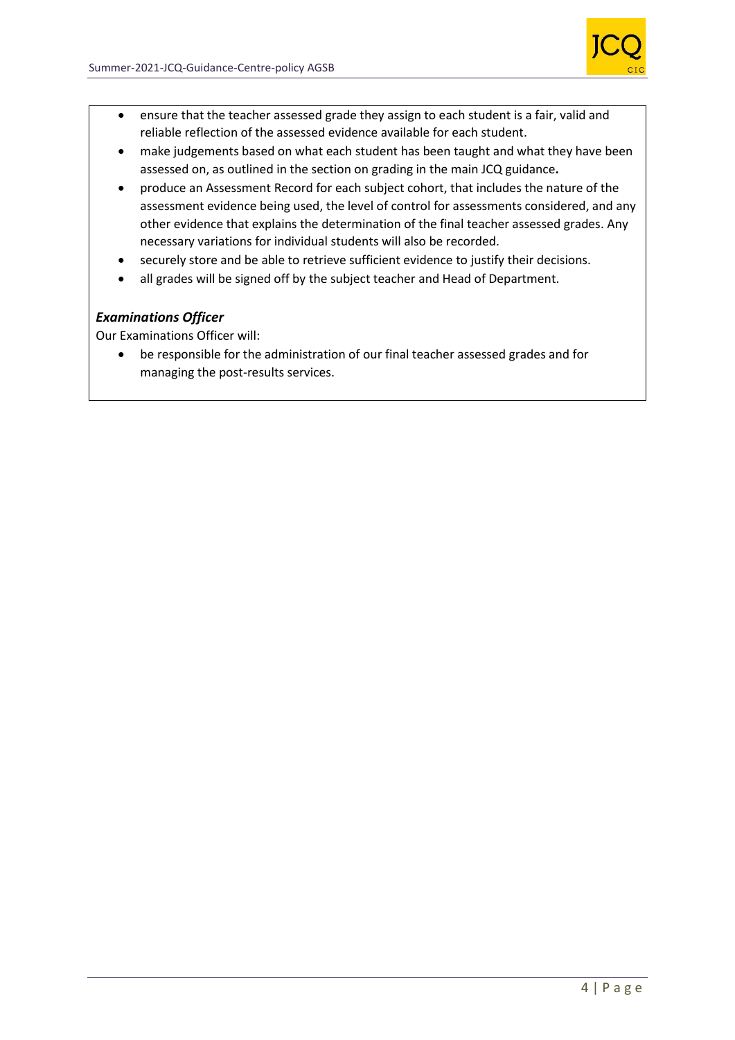- ensure that the teacher assessed grade they assign to each student is a fair, valid and reliable reflection of the assessed evidence available for each student.
- make judgements based on what each student has been taught and what they have been assessed on, as outlined in the section on grading in the main JCQ guidance**.**
- produce an Assessment Record for each subject cohort, that includes the nature of the assessment evidence being used, the level of control for assessments considered, and any other evidence that explains the determination of the final teacher assessed grades. Any necessary variations for individual students will also be recorded.
- securely store and be able to retrieve sufficient evidence to justify their decisions.
- all grades will be signed off by the subject teacher and Head of Department.

***Examinations Officer***

Our Examinations Officer will:

- be responsible for the administration of our final teacher assessed grades and for managing the post-results services.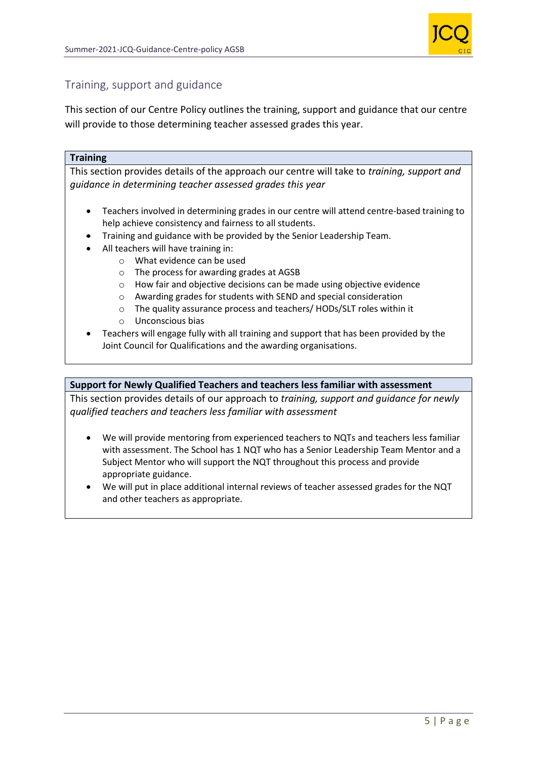## Training, support and guidance

This section of our Centre Policy outlines the training, support and guidance that our centre will provide to those determining teacher assessed grades this year.

### Training

This section provides details of the approach our centre will take to *training, support and guidance in determining teacher assessed grades this year*

- Teachers involved in determining grades in our centre will attend centre-based training to help achieve consistency and fairness to all students.
- Training and guidance with be provided by the Senior Leadership Team.
- All teachers will have training in:
  - What evidence can be used
  - The process for awarding grades at AGSB
  - How fair and objective decisions can be made using objective evidence
  - Awarding grades for students with SEND and special consideration
  - The quality assurance process and teachers/ HODs/SLT roles within it
  - Unconscious bias
- Teachers will engage fully with all training and support that has been provided by the Joint Council for Qualifications and the awarding organisations.

### Support for Newly Qualified Teachers and teachers less familiar with assessment

This section provides details of our approach to *training, support and guidance for newly qualified teachers and teachers less familiar with assessment*

- We will provide mentoring from experienced teachers to NQTs and teachers less familiar with assessment. The School has 1 NQT who has a Senior Leadership Team Mentor and a Subject Mentor who will support the NQT throughout this process and provide appropriate guidance.
- We will put in place additional internal reviews of teacher assessed grades for the NQT and other teachers as appropriate.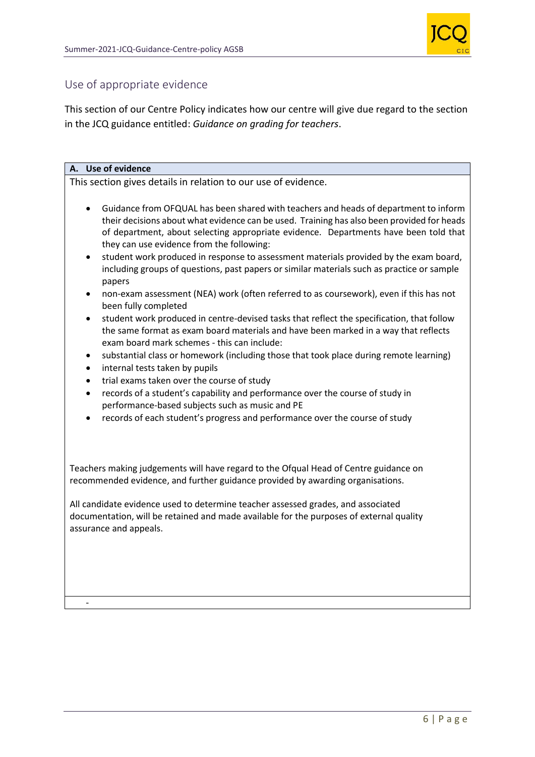## Use of appropriate evidence

This section of our Centre Policy indicates how our centre will give due regard to the section in the JCQ guidance entitled: *Guidance on grading for teachers*.

**A. Use of evidence**

This section gives details in relation to our use of evidence.

- Guidance from OFQUAL has been shared with teachers and heads of department to inform their decisions about what evidence can be used. Training has also been provided for heads of department, about selecting appropriate evidence. Departments have been told that they can use evidence from the following:
- student work produced in response to assessment materials provided by the exam board, including groups of questions, past papers or similar materials such as practice or sample papers
- non-exam assessment (NEA) work (often referred to as coursework), even if this has not been fully completed
- student work produced in centre-devised tasks that reflect the specification, that follow the same format as exam board materials and have been marked in a way that reflects exam board mark schemes - this can include:
- substantial class or homework (including those that took place during remote learning)
- internal tests taken by pupils
- trial exams taken over the course of study
- records of a student's capability and performance over the course of study in performance-based subjects such as music and PE
- records of each student's progress and performance over the course of study

Teachers making judgements will have regard to the Ofqual Head of Centre guidance on recommended evidence, and further guidance provided by awarding organisations.

All candidate evidence used to determine teacher assessed grades, and associated documentation, will be retained and made available for the purposes of external quality assurance and appeals.

-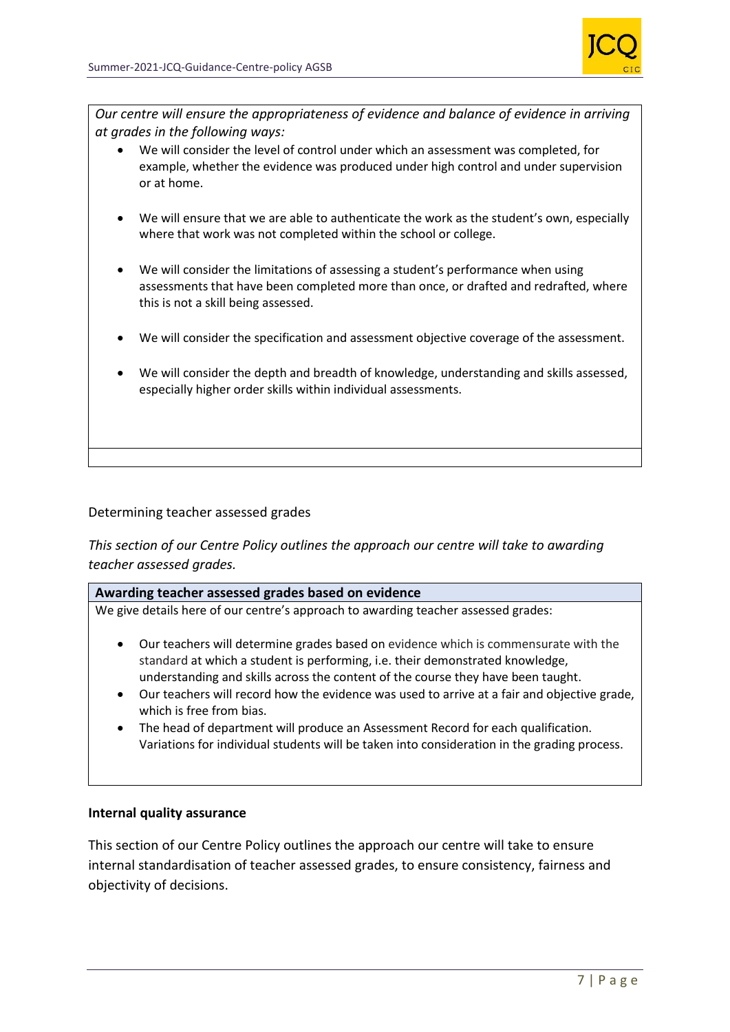*Our centre will ensure the appropriateness of evidence and balance of evidence in arriving at grades in the following ways:*

- We will consider the level of control under which an assessment was completed, for example, whether the evidence was produced under high control and under supervision or at home.
- We will ensure that we are able to authenticate the work as the student's own, especially where that work was not completed within the school or college.
- We will consider the limitations of assessing a student's performance when using assessments that have been completed more than once, or drafted and redrafted, where this is not a skill being assessed.
- We will consider the specification and assessment objective coverage of the assessment.
- We will consider the depth and breadth of knowledge, understanding and skills assessed, especially higher order skills within individual assessments.

Determining teacher assessed grades

*This section of our Centre Policy outlines the approach our centre will take to awarding teacher assessed grades.*

**Awarding teacher assessed grades based on evidence**

We give details here of our centre's approach to awarding teacher assessed grades:

- Our teachers will determine grades based on evidence which is commensurate with the standard at which a student is performing, i.e. their demonstrated knowledge, understanding and skills across the content of the course they have been taught.
- Our teachers will record how the evidence was used to arrive at a fair and objective grade, which is free from bias.
- The head of department will produce an Assessment Record for each qualification. Variations for individual students will be taken into consideration in the grading process.

**Internal quality assurance**

This section of our Centre Policy outlines the approach our centre will take to ensure internal standardisation of teacher assessed grades, to ensure consistency, fairness and objectivity of decisions.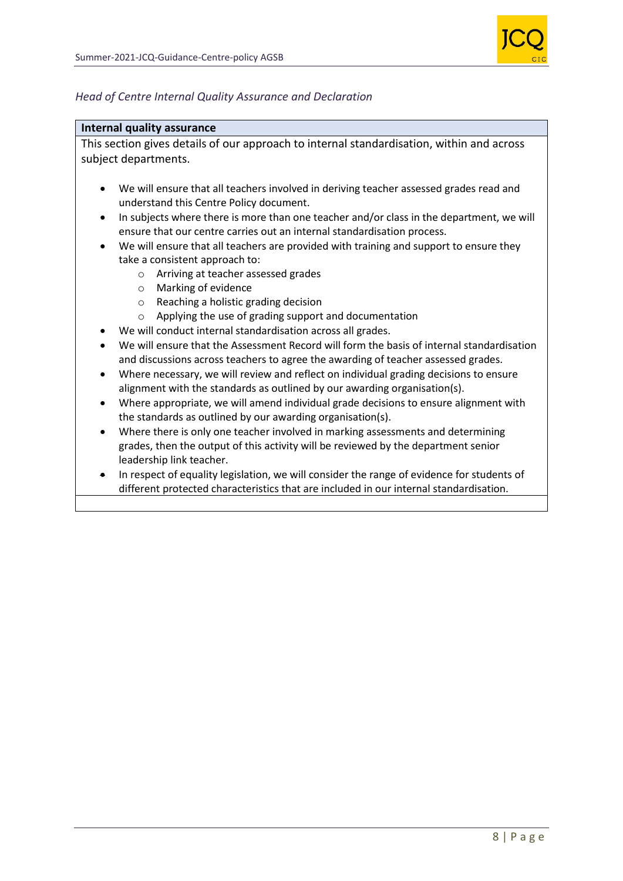*Head of Centre Internal Quality Assurance and Declaration*

**Internal quality assurance**

This section gives details of our approach to internal standardisation, within and across subject departments.

- We will ensure that all teachers involved in deriving teacher assessed grades read and understand this Centre Policy document.
- In subjects where there is more than one teacher and/or class in the department, we will ensure that our centre carries out an internal standardisation process.
- We will ensure that all teachers are provided with training and support to ensure they take a consistent approach to:
    - Arriving at teacher assessed grades
    - Marking of evidence
    - Reaching a holistic grading decision
    - Applying the use of grading support and documentation
- We will conduct internal standardisation across all grades.
- We will ensure that the Assessment Record will form the basis of internal standardisation and discussions across teachers to agree the awarding of teacher assessed grades.
- Where necessary, we will review and reflect on individual grading decisions to ensure alignment with the standards as outlined by our awarding organisation(s).
- Where appropriate, we will amend individual grade decisions to ensure alignment with the standards as outlined by our awarding organisation(s).
- Where there is only one teacher involved in marking assessments and determining grades, then the output of this activity will be reviewed by the department senior leadership link teacher.
- In respect of equality legislation, we will consider the range of evidence for students of different protected characteristics that are included in our internal standardisation.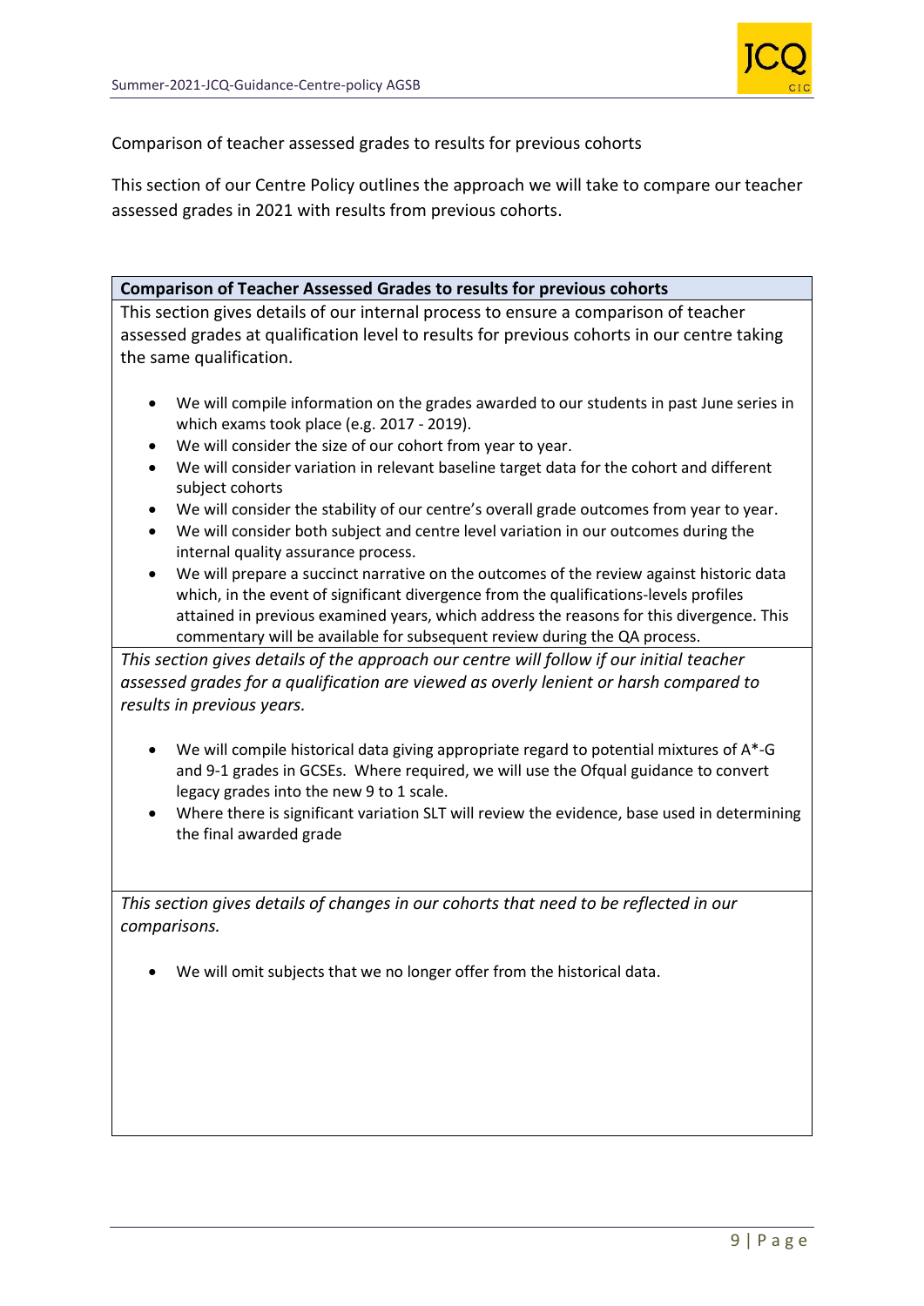Comparison of teacher assessed grades to results for previous cohorts

This section of our Centre Policy outlines the approach we will take to compare our teacher assessed grades in 2021 with results from previous cohorts.

**Comparison of Teacher Assessed Grades to results for previous cohorts**

This section gives details of our internal process to ensure a comparison of teacher assessed grades at qualification level to results for previous cohorts in our centre taking the same qualification.

- We will compile information on the grades awarded to our students in past June series in which exams took place (e.g. 2017 - 2019).
- We will consider the size of our cohort from year to year.
- We will consider variation in relevant baseline target data for the cohort and different subject cohorts
- We will consider the stability of our centre's overall grade outcomes from year to year.
- We will consider both subject and centre level variation in our outcomes during the internal quality assurance process.
- We will prepare a succinct narrative on the outcomes of the review against historic data which, in the event of significant divergence from the qualifications-levels profiles attained in previous examined years, which address the reasons for this divergence. This commentary will be available for subsequent review during the QA process.

*This section gives details of the approach our centre will follow if our initial teacher assessed grades for a qualification are viewed as overly lenient or harsh compared to results in previous years.*

- We will compile historical data giving appropriate regard to potential mixtures of A*-G and 9-1 grades in GCSEs. Where required, we will use the Ofqual guidance to convert legacy grades into the new 9 to 1 scale.
- Where there is significant variation SLT will review the evidence, base used in determining the final awarded grade

*This section gives details of changes in our cohorts that need to be reflected in our comparisons.*

- We will omit subjects that we no longer offer from the historical data.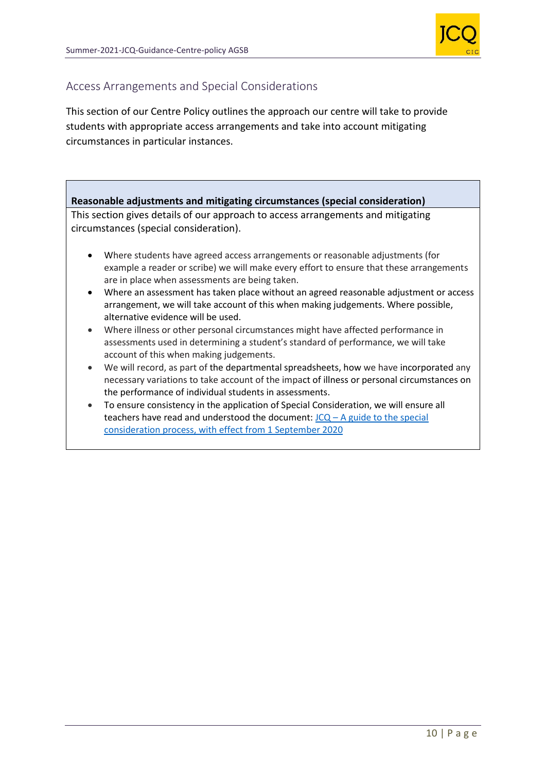## Access Arrangements and Special Considerations

This section of our Centre Policy outlines the approach our centre will take to provide students with appropriate access arrangements and take into account mitigating circumstances in particular instances.

### Reasonable adjustments and mitigating circumstances (special consideration)

This section gives details of our approach to access arrangements and mitigating circumstances (special consideration).

- Where students have agreed access arrangements or reasonable adjustments (for example a reader or scribe) we will make every effort to ensure that these arrangements are in place when assessments are being taken.
- Where an assessment has taken place without an agreed reasonable adjustment or access arrangement, we will take account of this when making judgements. Where possible, alternative evidence will be used.
- Where illness or other personal circumstances might have affected performance in assessments used in determining a student's standard of performance, we will take account of this when making judgements.
- We will record, as part of the departmental spreadsheets, how we have incorporated any necessary variations to take account of the impact of illness or personal circumstances on the performance of individual students in assessments.
- To ensure consistency in the application of Special Consideration, we will ensure all teachers have read and understood the document: [JCQ – A guide to the special consideration process, with effect from 1 September 2020]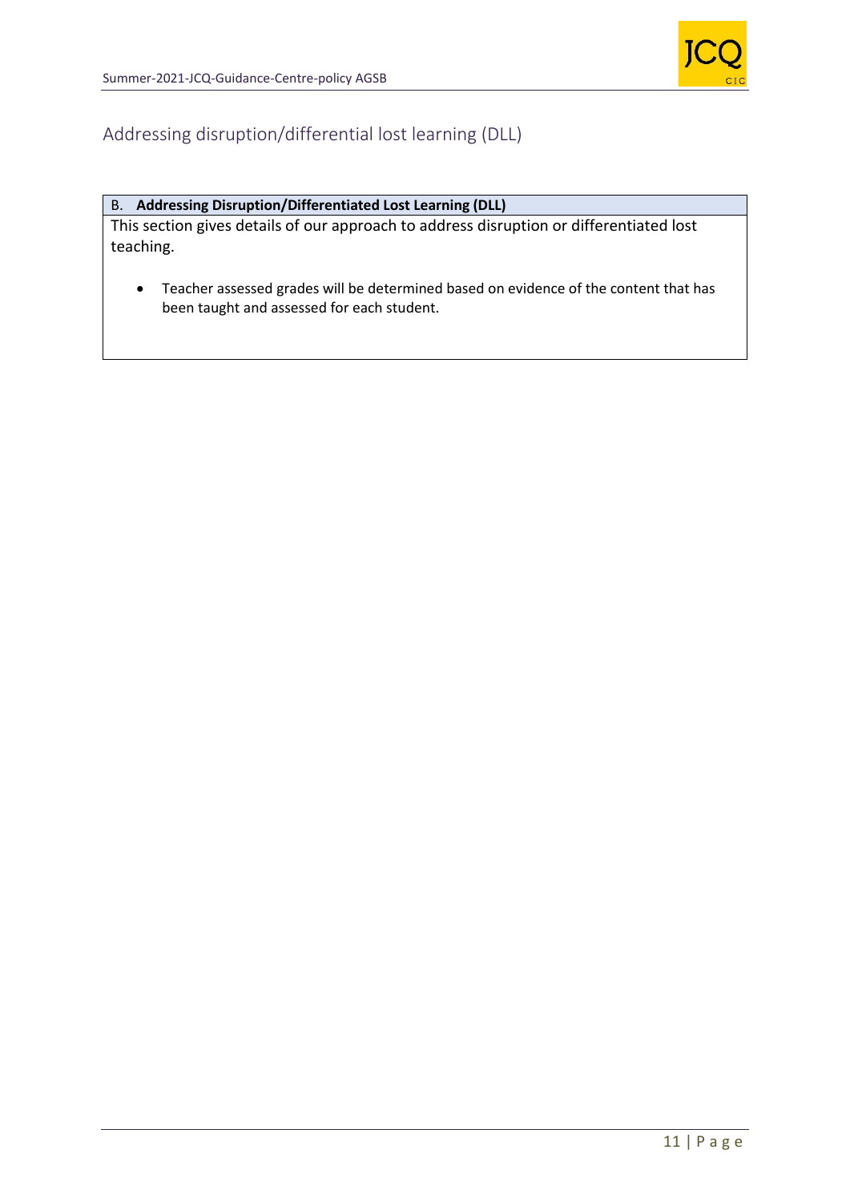## Addressing disruption/differential lost learning (DLL)

**B. Addressing Disruption/Differentiated Lost Learning (DLL)**

This section gives details of our approach to address disruption or differentiated lost teaching.

- Teacher assessed grades will be determined based on evidence of the content that has been taught and assessed for each student.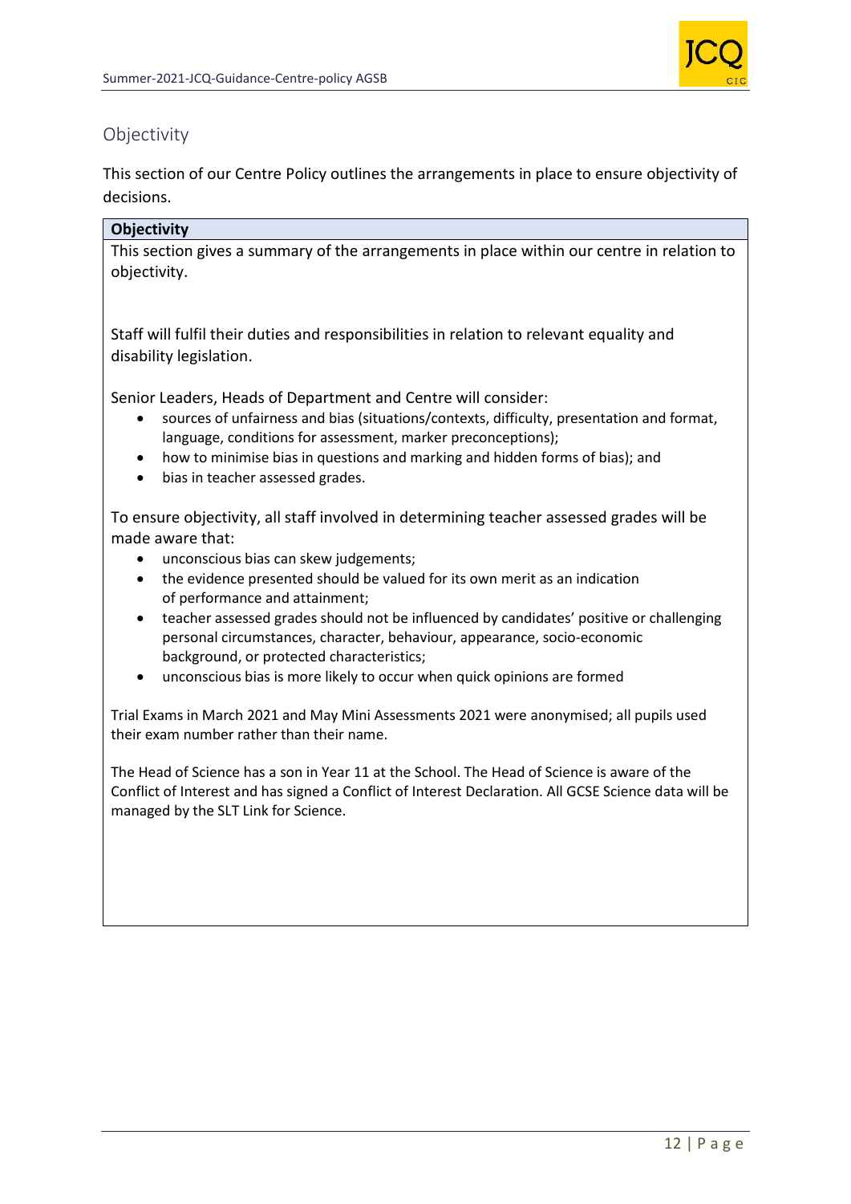## Objectivity

This section of our Centre Policy outlines the arrangements in place to ensure objectivity of decisions.

**Objectivity**

This section gives a summary of the arrangements in place within our centre in relation to objectivity.

Staff will fulfil their duties and responsibilities in relation to relevant equality and disability legislation.

Senior Leaders, Heads of Department and Centre will consider:

- sources of unfairness and bias (situations/contexts, difficulty, presentation and format, language, conditions for assessment, marker preconceptions);
- how to minimise bias in questions and marking and hidden forms of bias); and
- bias in teacher assessed grades.

To ensure objectivity, all staff involved in determining teacher assessed grades will be made aware that:

- unconscious bias can skew judgements;
- the evidence presented should be valued for its own merit as an indication of performance and attainment;
- teacher assessed grades should not be influenced by candidates' positive or challenging personal circumstances, character, behaviour, appearance, socio-economic background, or protected characteristics;
- unconscious bias is more likely to occur when quick opinions are formed

Trial Exams in March 2021 and May Mini Assessments 2021 were anonymised; all pupils used their exam number rather than their name.

The Head of Science has a son in Year 11 at the School. The Head of Science is aware of the Conflict of Interest and has signed a Conflict of Interest Declaration. All GCSE Science data will be managed by the SLT Link for Science.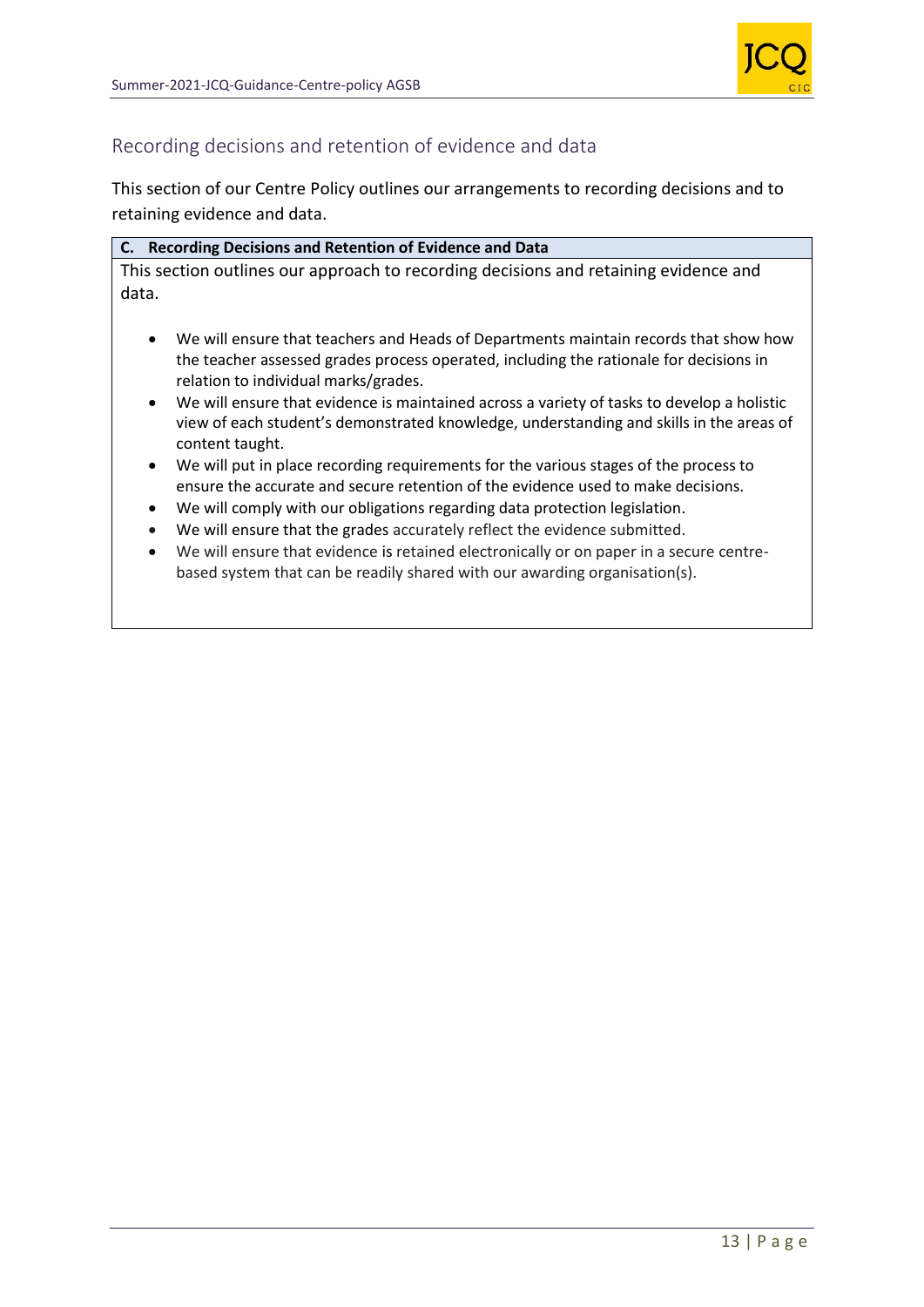## Recording decisions and retention of evidence and data

This section of our Centre Policy outlines our arrangements to recording decisions and to retaining evidence and data.

| **C. Recording Decisions and Retention of Evidence and Data** |
| --- |
| This section outlines our approach to recording decisions and retaining evidence and data.<br><br>• We will ensure that teachers and Heads of Departments maintain records that show how the teacher assessed grades process operated, including the rationale for decisions in relation to individual marks/grades.<br>• We will ensure that evidence is maintained across a variety of tasks to develop a holistic view of each student's demonstrated knowledge, understanding and skills in the areas of content taught.<br>• We will put in place recording requirements for the various stages of the process to ensure the accurate and secure retention of the evidence used to make decisions.<br>• We will comply with our obligations regarding data protection legislation.<br>• We will ensure that the grades accurately reflect the evidence submitted.<br>• We will ensure that evidence is retained electronically or on paper in a secure centre-based system that can be readily shared with our awarding organisation(s). |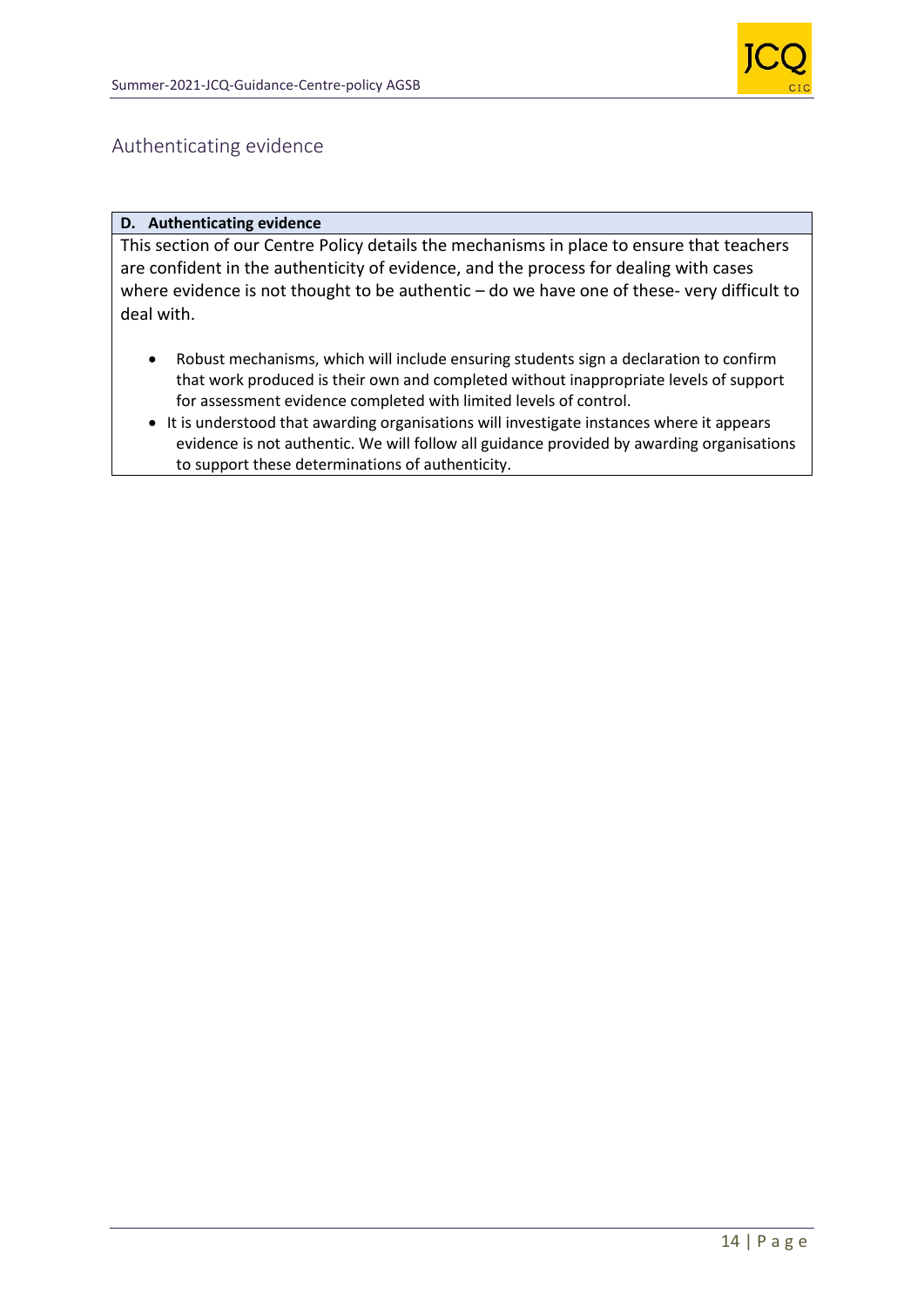## Authenticating evidence

**D. Authenticating evidence**

This section of our Centre Policy details the mechanisms in place to ensure that teachers are confident in the authenticity of evidence, and the process for dealing with cases where evidence is not thought to be authentic – do we have one of these- very difficult to deal with.

- Robust mechanisms, which will include ensuring students sign a declaration to confirm that work produced is their own and completed without inappropriate levels of support for assessment evidence completed with limited levels of control.
- It is understood that awarding organisations will investigate instances where it appears evidence is not authentic. We will follow all guidance provided by awarding organisations to support these determinations of authenticity.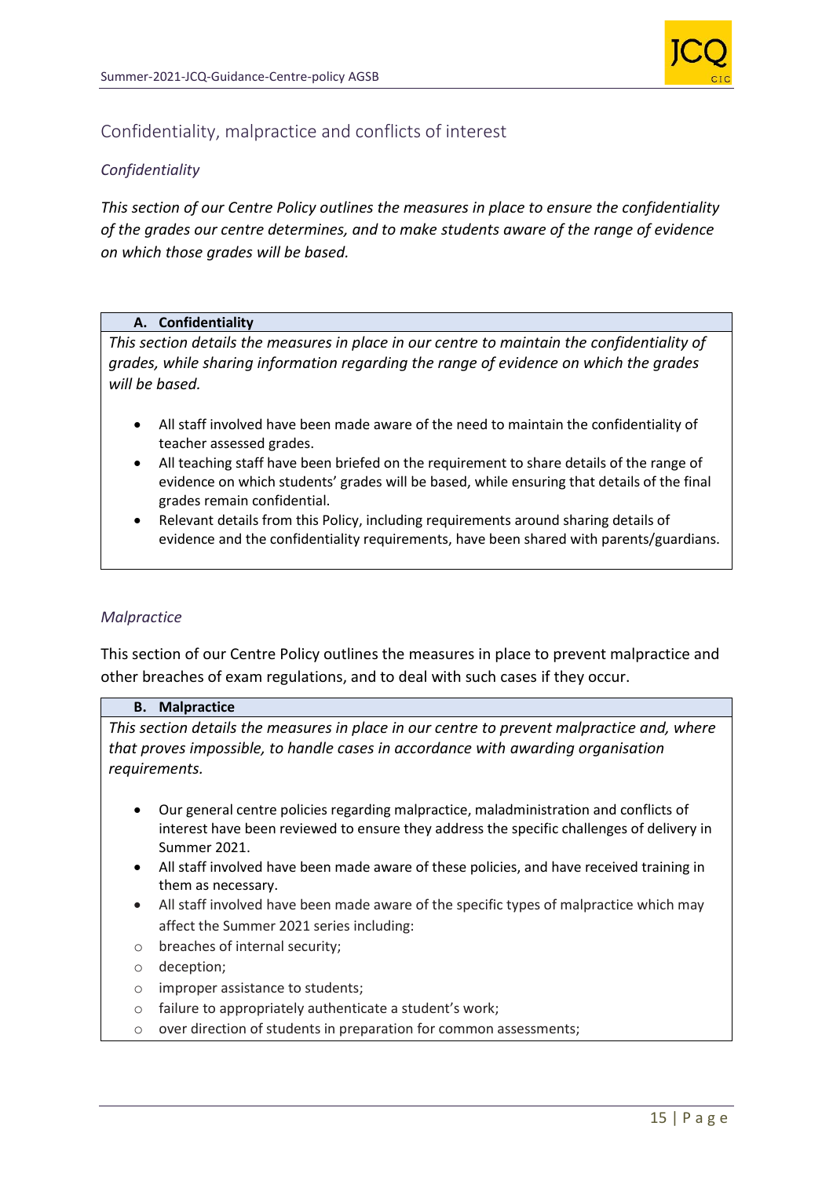## Confidentiality, malpractice and conflicts of interest

### *Confidentiality*

*This section of our Centre Policy outlines the measures in place to ensure the confidentiality of the grades our centre determines, and to make students aware of the range of evidence on which those grades will be based.*

| **A. Confidentiality** |
| --- |
| *This section details the measures in place in our centre to maintain the confidentiality of grades, while sharing information regarding the range of evidence on which the grades will be based.*<br><br>• All staff involved have been made aware of the need to maintain the confidentiality of teacher assessed grades.<br>• All teaching staff have been briefed on the requirement to share details of the range of evidence on which students' grades will be based, while ensuring that details of the final grades remain confidential.<br>• Relevant details from this Policy, including requirements around sharing details of evidence and the confidentiality requirements, have been shared with parents/guardians. |

### *Malpractice*

This section of our Centre Policy outlines the measures in place to prevent malpractice and other breaches of exam regulations, and to deal with such cases if they occur.

| **B. Malpractice** |
| --- |
| *This section details the measures in place in our centre to prevent malpractice and, where that proves impossible, to handle cases in accordance with awarding organisation requirements.*<br><br>• Our general centre policies regarding malpractice, maladministration and conflicts of interest have been reviewed to ensure they address the specific challenges of delivery in Summer 2021.<br>• All staff involved have been made aware of these policies, and have received training in them as necessary.<br>• All staff involved have been made aware of the specific types of malpractice which may affect the Summer 2021 series including:<br>○ breaches of internal security;<br>○ deception;<br>○ improper assistance to students;<br>○ failure to appropriately authenticate a student's work;<br>○ over direction of students in preparation for common assessments; |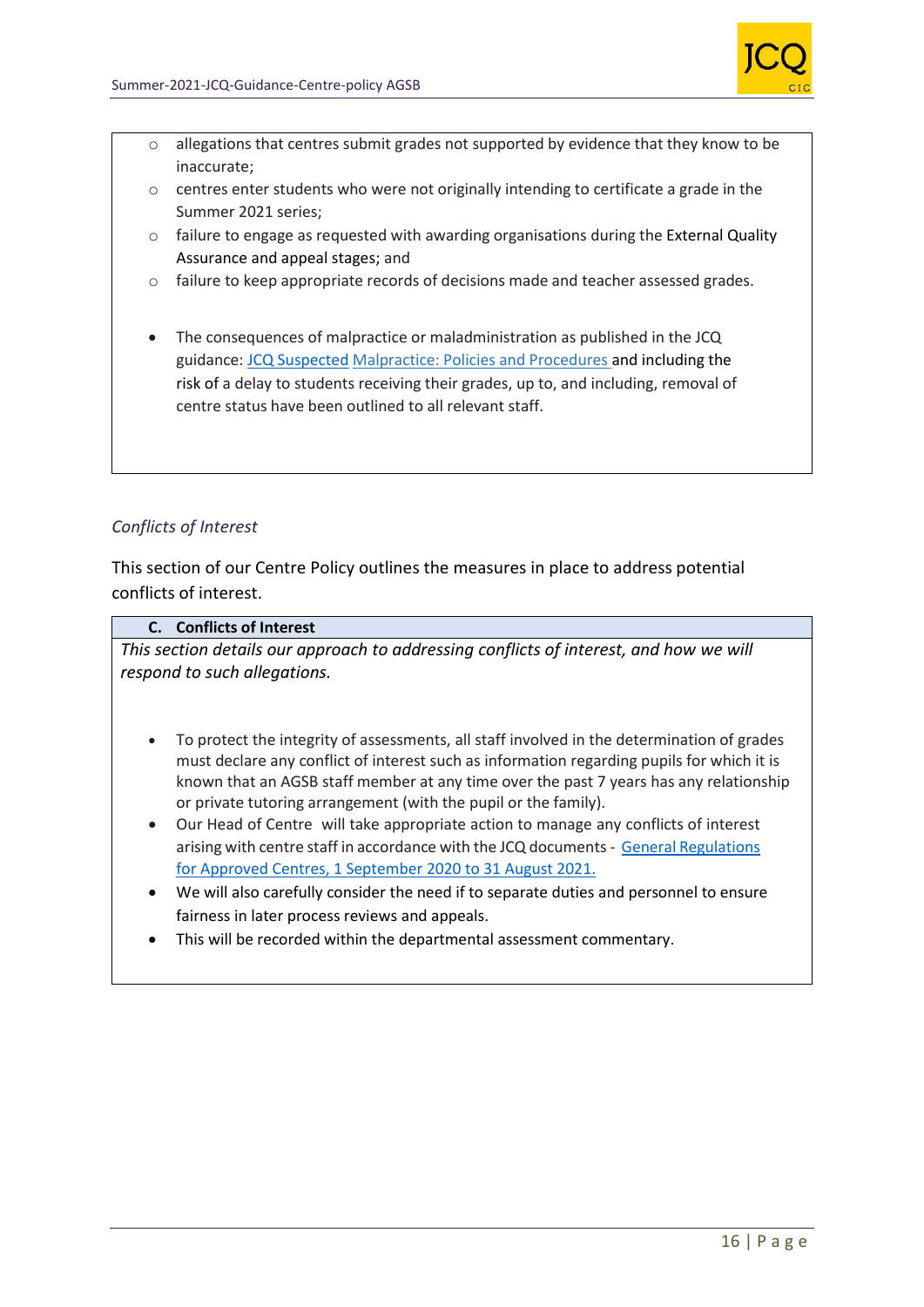- allegations that centres submit grades not supported by evidence that they know to be inaccurate;
- centres enter students who were not originally intending to certificate a grade in the Summer 2021 series;
- failure to engage as requested with awarding organisations during the External Quality Assurance and appeal stages; and
- failure to keep appropriate records of decisions made and teacher assessed grades.

- The consequences of malpractice or maladministration as published in the JCQ guidance: JCQ Suspected Malpractice: Policies and Procedures and including the risk of a delay to students receiving their grades, up to, and including, removal of centre status have been outlined to all relevant staff.

*Conflicts of Interest*

This section of our Centre Policy outlines the measures in place to address potential conflicts of interest.

**C. Conflicts of Interest**

*This section details our approach to addressing conflicts of interest, and how we will respond to such allegations.*

- To protect the integrity of assessments, all staff involved in the determination of grades must declare any conflict of interest such as information regarding pupils for which it is known that an AGSB staff member at any time over the past 7 years has any relationship or private tutoring arrangement (with the pupil or the family).
- Our Head of Centre will take appropriate action to manage any conflicts of interest arising with centre staff in accordance with the JCQ documents - General Regulations for Approved Centres, 1 September 2020 to 31 August 2021.
- We will also carefully consider the need if to separate duties and personnel to ensure fairness in later process reviews and appeals.
- This will be recorded within the departmental assessment commentary.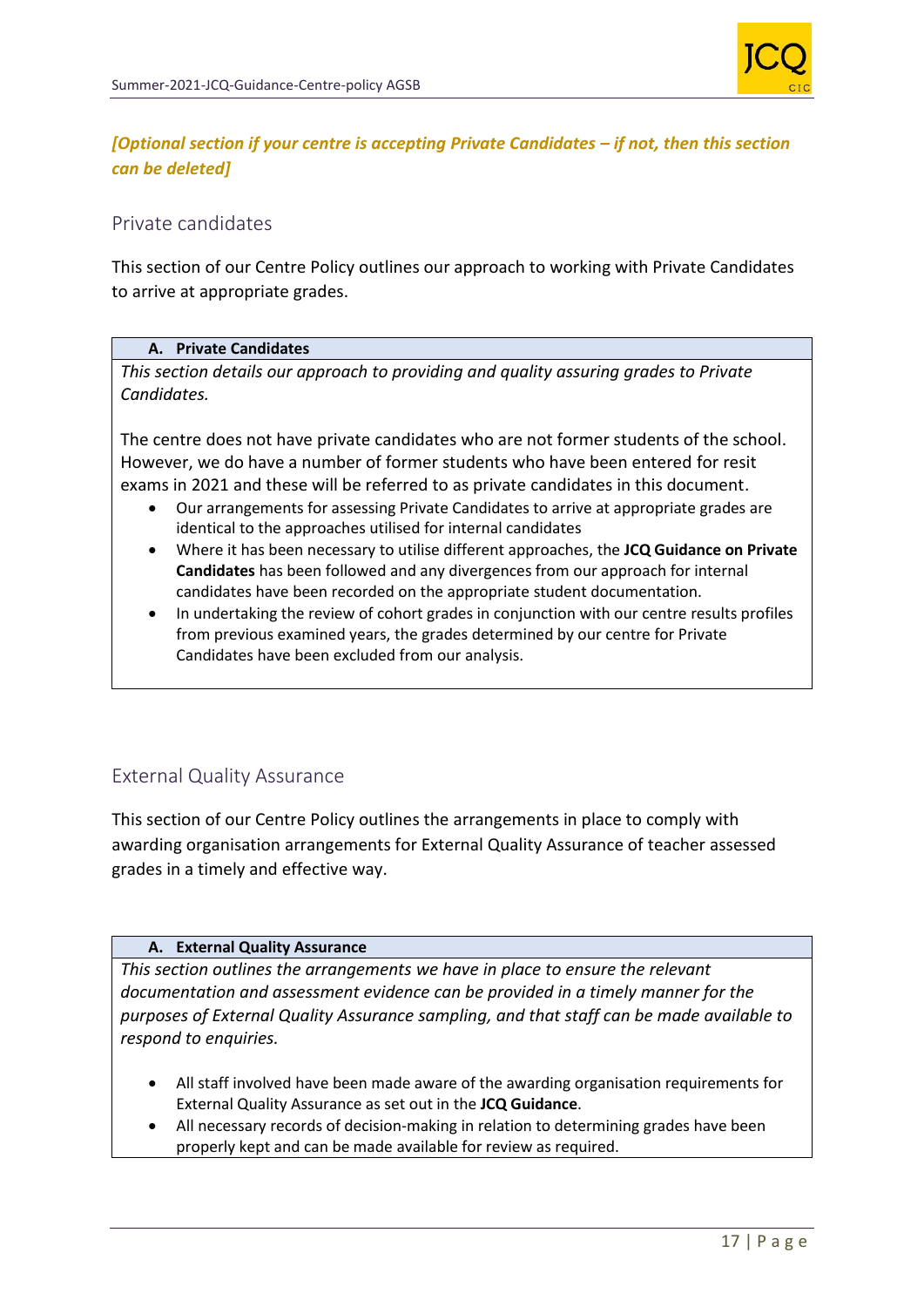***[Optional section if your centre is accepting Private Candidates – if not, then this section can be deleted]***

## Private candidates

This section of our Centre Policy outlines our approach to working with Private Candidates to arrive at appropriate grades.

### A. Private Candidates

*This section details our approach to providing and quality assuring grades to Private Candidates.*

The centre does not have private candidates who are not former students of the school. However, we do have a number of former students who have been entered for resit exams in 2021 and these will be referred to as private candidates in this document.

- Our arrangements for assessing Private Candidates to arrive at appropriate grades are identical to the approaches utilised for internal candidates
- Where it has been necessary to utilise different approaches, the **JCQ Guidance on Private Candidates** has been followed and any divergences from our approach for internal candidates have been recorded on the appropriate student documentation.
- In undertaking the review of cohort grades in conjunction with our centre results profiles from previous examined years, the grades determined by our centre for Private Candidates have been excluded from our analysis.

## External Quality Assurance

This section of our Centre Policy outlines the arrangements in place to comply with awarding organisation arrangements for External Quality Assurance of teacher assessed grades in a timely and effective way.

### A. External Quality Assurance

*This section outlines the arrangements we have in place to ensure the relevant documentation and assessment evidence can be provided in a timely manner for the purposes of External Quality Assurance sampling, and that staff can be made available to respond to enquiries.*

- All staff involved have been made aware of the awarding organisation requirements for External Quality Assurance as set out in the **JCQ Guidance**.
- All necessary records of decision-making in relation to determining grades have been properly kept and can be made available for review as required.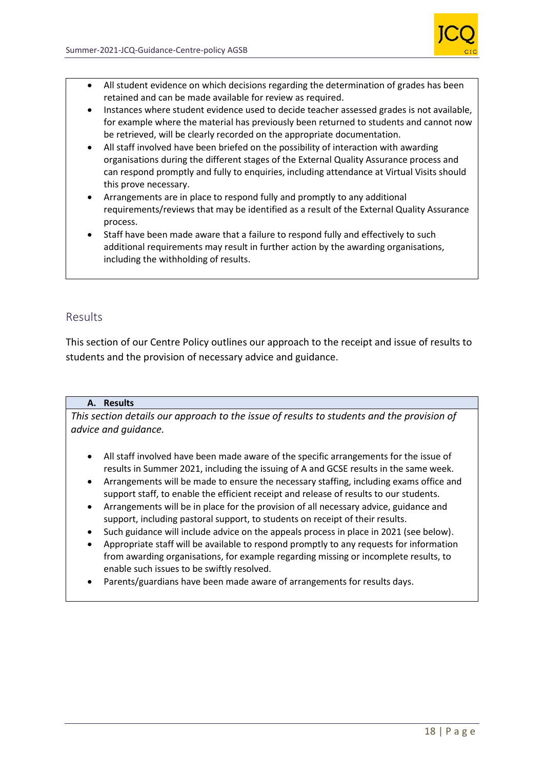- All student evidence on which decisions regarding the determination of grades has been retained and can be made available for review as required.
- Instances where student evidence used to decide teacher assessed grades is not available, for example where the material has previously been returned to students and cannot now be retrieved, will be clearly recorded on the appropriate documentation.
- All staff involved have been briefed on the possibility of interaction with awarding organisations during the different stages of the External Quality Assurance process and can respond promptly and fully to enquiries, including attendance at Virtual Visits should this prove necessary.
- Arrangements are in place to respond fully and promptly to any additional requirements/reviews that may be identified as a result of the External Quality Assurance process.
- Staff have been made aware that a failure to respond fully and effectively to such additional requirements may result in further action by the awarding organisations, including the withholding of results.

## Results

This section of our Centre Policy outlines our approach to the receipt and issue of results to students and the provision of necessary advice and guidance.

### A. Results

*This section details our approach to the issue of results to students and the provision of advice and guidance.*

- All staff involved have been made aware of the specific arrangements for the issue of results in Summer 2021, including the issuing of A and GCSE results in the same week.
- Arrangements will be made to ensure the necessary staffing, including exams office and support staff, to enable the efficient receipt and release of results to our students.
- Arrangements will be in place for the provision of all necessary advice, guidance and support, including pastoral support, to students on receipt of their results.
- Such guidance will include advice on the appeals process in place in 2021 (see below).
- Appropriate staff will be available to respond promptly to any requests for information from awarding organisations, for example regarding missing or incomplete results, to enable such issues to be swiftly resolved.
- Parents/guardians have been made aware of arrangements for results days.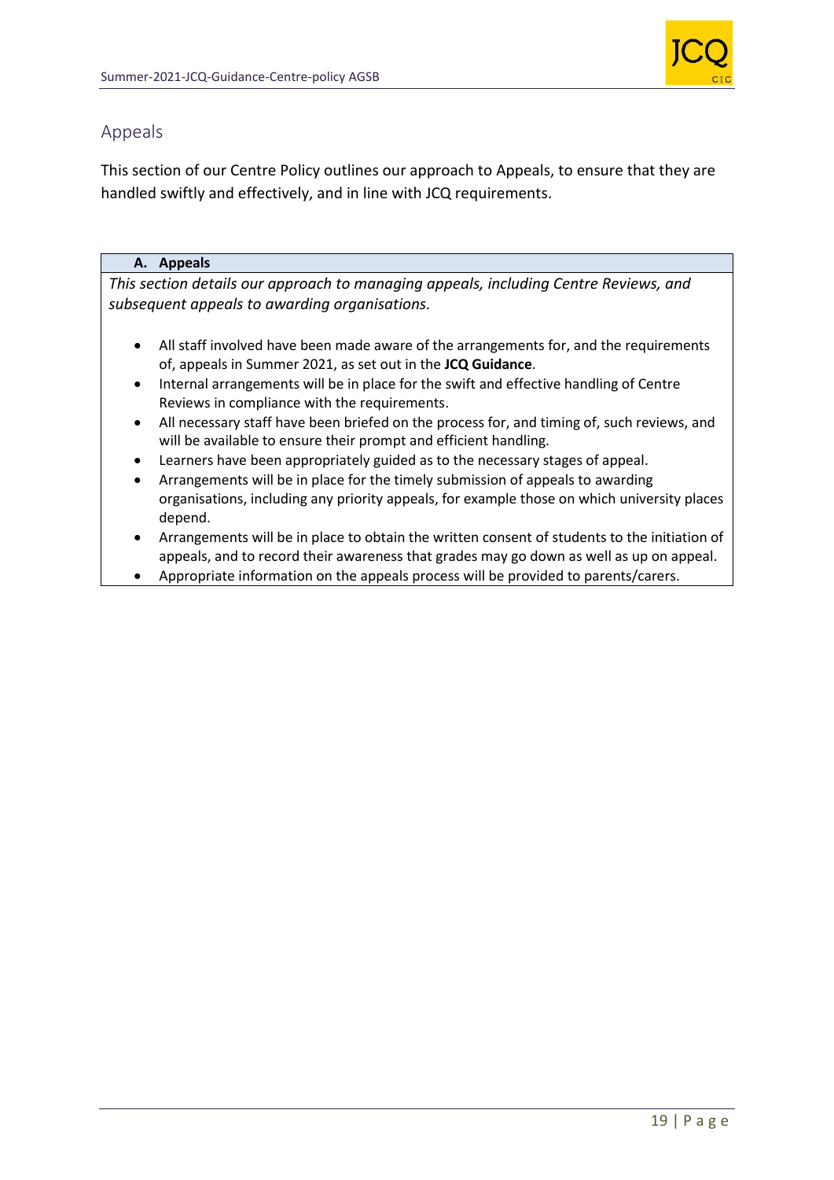## Appeals

This section of our Centre Policy outlines our approach to Appeals, to ensure that they are handled swiftly and effectively, and in line with JCQ requirements.

### A. Appeals

*This section details our approach to managing appeals, including Centre Reviews, and subsequent appeals to awarding organisations.*

- All staff involved have been made aware of the arrangements for, and the requirements of, appeals in Summer 2021, as set out in the **JCQ Guidance**.
- Internal arrangements will be in place for the swift and effective handling of Centre Reviews in compliance with the requirements.
- All necessary staff have been briefed on the process for, and timing of, such reviews, and will be available to ensure their prompt and efficient handling.
- Learners have been appropriately guided as to the necessary stages of appeal.
- Arrangements will be in place for the timely submission of appeals to awarding organisations, including any priority appeals, for example those on which university places depend.
- Arrangements will be in place to obtain the written consent of students to the initiation of appeals, and to record their awareness that grades may go down as well as up on appeal.
- Appropriate information on the appeals process will be provided to parents/carers.